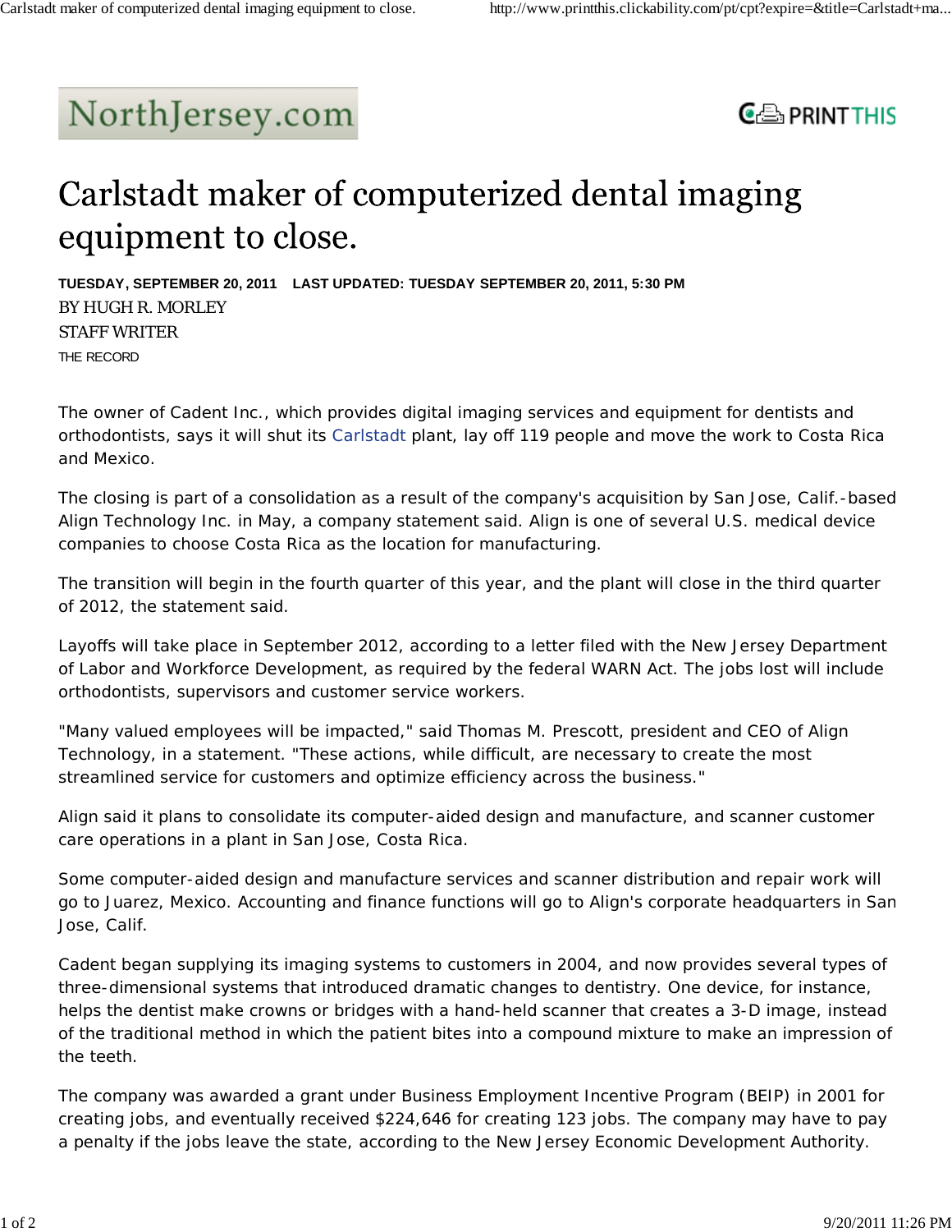NorthJersey.com

# Carlstadt maker of computerized dental imaging equipment to close.

**TUESDAY, SEPTEMBER 20, 2011 LAST UPDATED: TUESDAY SEPTEMBER 20, 2011, 5:30 PM**

BY HUGH R. MORLEY
STAFF WRITER
THE RECORD

The owner of Cadent Inc., which provides digital imaging services and equipment for dentists and orthodontists, says it will shut its Carlstadt plant, lay off 119 people and move the work to Costa Rica and Mexico.

The closing is part of a consolidation as a result of the company's acquisition by San Jose, Calif.-based Align Technology Inc. in May, a company statement said. Align is one of several U.S. medical device companies to choose Costa Rica as the location for manufacturing.

The transition will begin in the fourth quarter of this year, and the plant will close in the third quarter of 2012, the statement said.

Layoffs will take place in September 2012, according to a letter filed with the New Jersey Department of Labor and Workforce Development, as required by the federal WARN Act. The jobs lost will include orthodontists, supervisors and customer service workers.

"Many valued employees will be impacted," said Thomas M. Prescott, president and CEO of Align Technology, in a statement. "These actions, while difficult, are necessary to create the most streamlined service for customers and optimize efficiency across the business."

Align said it plans to consolidate its computer-aided design and manufacture, and scanner customer care operations in a plant in San Jose, Costa Rica.

Some computer-aided design and manufacture services and scanner distribution and repair work will go to Juarez, Mexico. Accounting and finance functions will go to Align's corporate headquarters in San Jose, Calif.

Cadent began supplying its imaging systems to customers in 2004, and now provides several types of three-dimensional systems that introduced dramatic changes to dentistry. One device, for instance, helps the dentist make crowns or bridges with a hand-held scanner that creates a 3-D image, instead of the traditional method in which the patient bites into a compound mixture to make an impression of the teeth.

The company was awarded a grant under Business Employment Incentive Program (BEIP) in 2001 for creating jobs, and eventually received $224,646 for creating 123 jobs. The company may have to pay a penalty if the jobs leave the state, according to the New Jersey Economic Development Authority.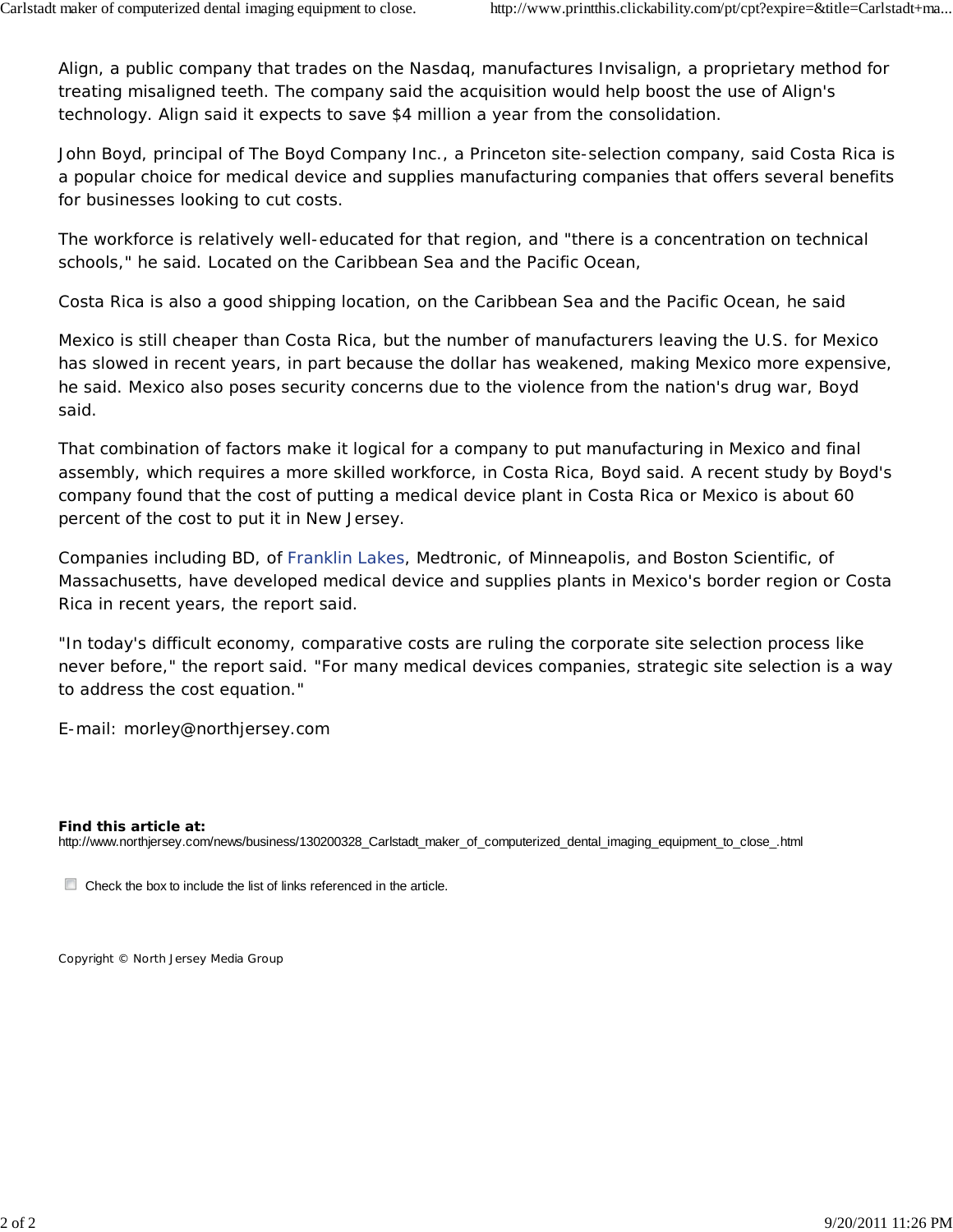Align, a public company that trades on the Nasdaq, manufactures Invisalign, a proprietary method for treating misaligned teeth. The company said the acquisition would help boost the use of Align's technology. Align said it expects to save $4 million a year from the consolidation.

John Boyd, principal of The Boyd Company Inc., a Princeton site-selection company, said Costa Rica is a popular choice for medical device and supplies manufacturing companies that offers several benefits for businesses looking to cut costs.

The workforce is relatively well-educated for that region, and "there is a concentration on technical schools," he said. Located on the Caribbean Sea and the Pacific Ocean,

Costa Rica is also a good shipping location, on the Caribbean Sea and the Pacific Ocean, he said

Mexico is still cheaper than Costa Rica, but the number of manufacturers leaving the U.S. for Mexico has slowed in recent years, in part because the dollar has weakened, making Mexico more expensive, he said. Mexico also poses security concerns due to the violence from the nation's drug war, Boyd said.

That combination of factors make it logical for a company to put manufacturing in Mexico and final assembly, which requires a more skilled workforce, in Costa Rica, Boyd said. A recent study by Boyd's company found that the cost of putting a medical device plant in Costa Rica or Mexico is about 60 percent of the cost to put it in New Jersey.

Companies including BD, of Franklin Lakes, Medtronic, of Minneapolis, and Boston Scientific, of Massachusetts, have developed medical device and supplies plants in Mexico's border region or Costa Rica in recent years, the report said.

"In today's difficult economy, comparative costs are ruling the corporate site selection process like never before," the report said. "For many medical devices companies, strategic site selection is a way to address the cost equation."

E-mail: morley@northjersey.com

**Find this article at:**
http://www.northjersey.com/news/business/130200328_Carlstadt_maker_of_computerized_dental_imaging_equipment_to_close_.html

Check the box to include the list of links referenced in the article.

Copyright © North Jersey Media Group